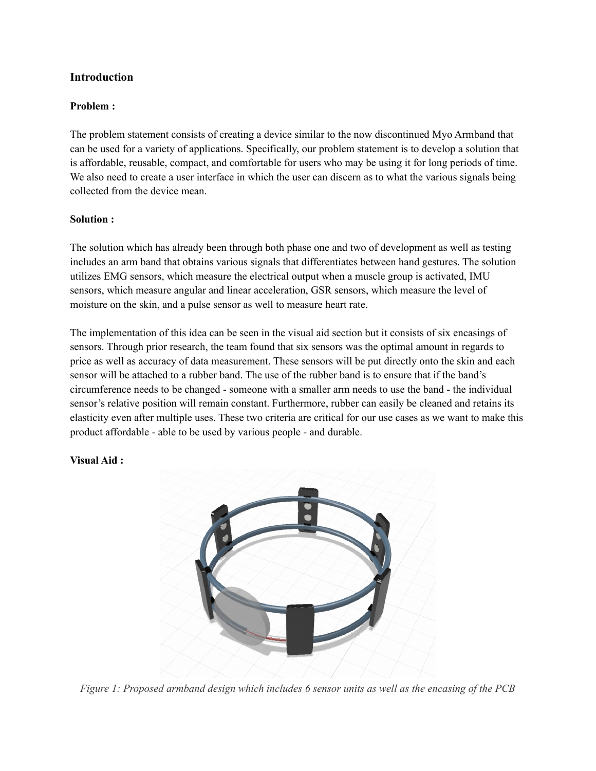## Introduction

**Problem :**

The problem statement consists of creating a device similar to the now discontinued Myo Armband that can be used for a variety of applications. Specifically, our problem statement is to develop a solution that is affordable, reusable, compact, and comfortable for users who may be using it for long periods of time. We also need to create a user interface in which the user can discern as to what the various signals being collected from the device mean.

**Solution :**

The solution which has already been through both phase one and two of development as well as testing includes an arm band that obtains various signals that differentiates between hand gestures. The solution utilizes EMG sensors, which measure the electrical output when a muscle group is activated, IMU sensors, which measure angular and linear acceleration, GSR sensors, which measure the level of moisture on the skin, and a pulse sensor as well to measure heart rate.

The implementation of this idea can be seen in the visual aid section but it consists of six encasings of sensors. Through prior research, the team found that six sensors was the optimal amount in regards to price as well as accuracy of data measurement. These sensors will be put directly onto the skin and each sensor will be attached to a rubber band. The use of the rubber band is to ensure that if the band's circumference needs to be changed - someone with a smaller arm needs to use the band - the individual sensor's relative position will remain constant. Furthermore, rubber can easily be cleaned and retains its elasticity even after multiple uses. These two criteria are critical for our use cases as we want to make this product affordable - able to be used by various people - and durable.

**Visual Aid :**

*Figure 1: Proposed armband design which includes 6 sensor units as well as the encasing of the PCB*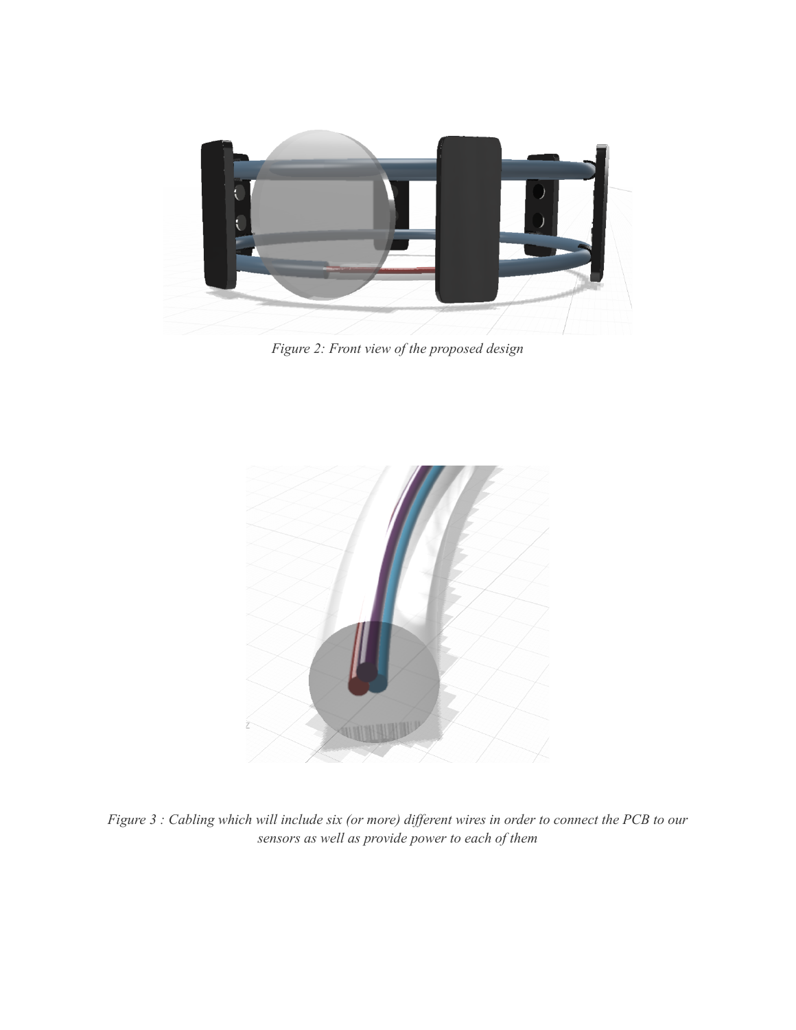*Figure 2: Front view of the proposed design*

*Figure 3 : Cabling which will include six (or more) different wires in order to connect the PCB to our sensors as well as provide power to each of them*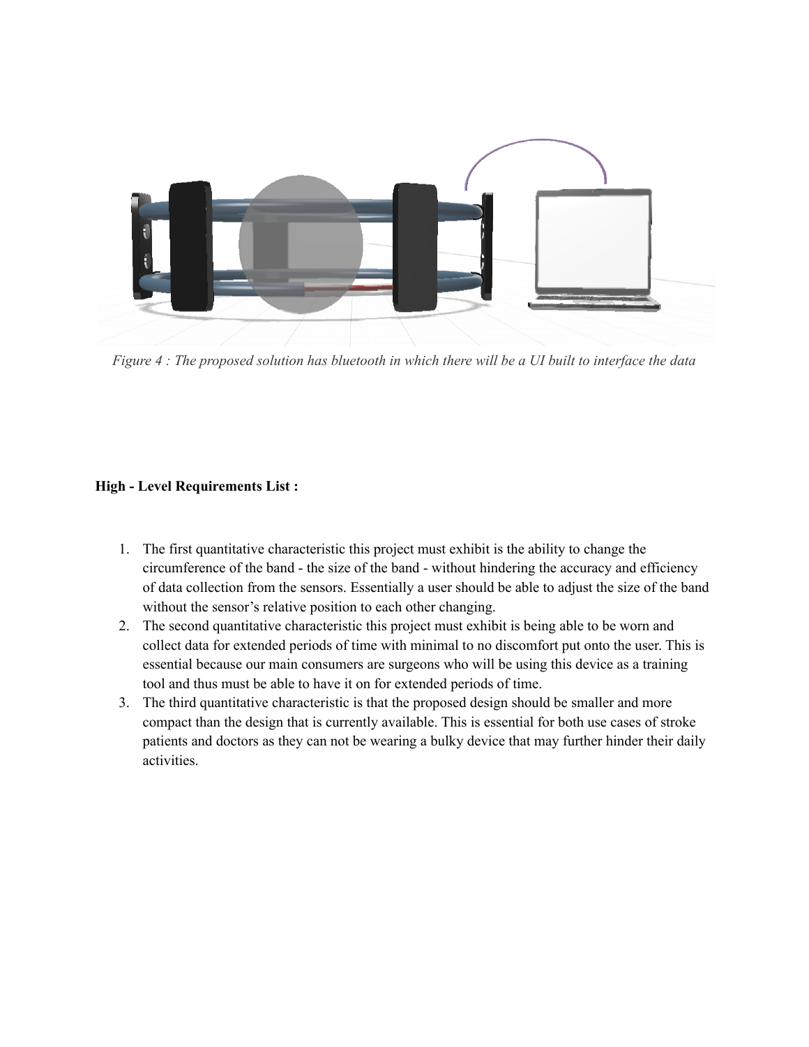*Figure 4 : The proposed solution has bluetooth in which there will be a UI built to interface the data*

**High - Level Requirements List :**

1. The first quantitative characteristic this project must exhibit is the ability to change the circumference of the band - the size of the band - without hindering the accuracy and efficiency of data collection from the sensors. Essentially a user should be able to adjust the size of the band without the sensor's relative position to each other changing.
2. The second quantitative characteristic this project must exhibit is being able to be worn and collect data for extended periods of time with minimal to no discomfort put onto the user. This is essential because our main consumers are surgeons who will be using this device as a training tool and thus must be able to have it on for extended periods of time.
3. The third quantitative characteristic is that the proposed design should be smaller and more compact than the design that is currently available. This is essential for both use cases of stroke patients and doctors as they can not be wearing a bulky device that may further hinder their daily activities.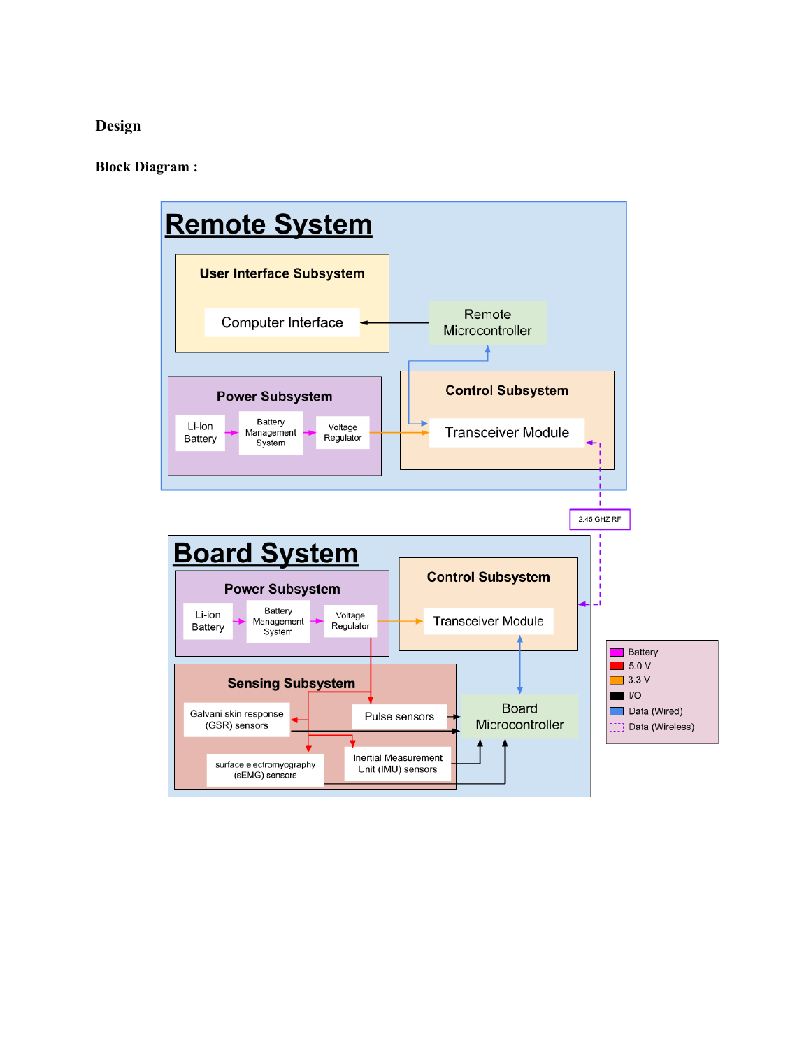**Design**

**Block Diagram :**

Remote System

User Interface Subsystem

Computer Interface

Remote Microcontroller

Power Subsystem

Li-ion Battery

Battery Management System

Voltage Regulator

Control Subsystem

Transceiver Module

2.45 GHZ RF

Board System

Power Subsystem

Li-ion Battery

Battery Management System

Voltage Regulator

Control Subsystem

Transceiver Module

Sensing Subsystem

Galvani skin response (GSR) sensors

Pulse sensors

Board Microcontroller

surface electromyography (sEMG) sensors

Inertial Measurement Unit (IMU) sensors

Battery

5.0 V

3.3 V

I/O

Data (Wired)

Data (Wireless)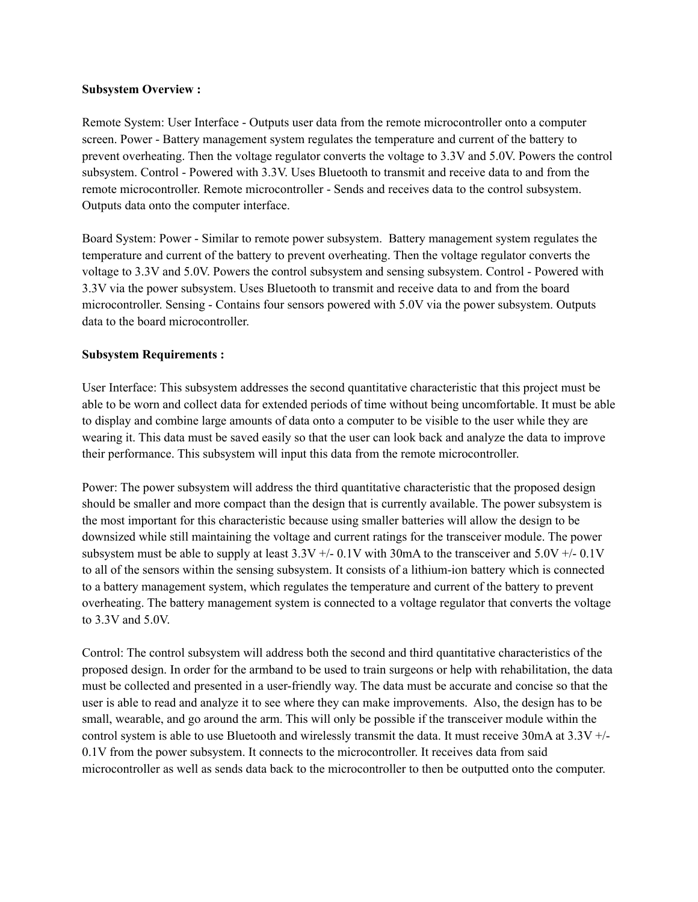**Subsystem Overview :**

Remote System: User Interface - Outputs user data from the remote microcontroller onto a computer screen. Power - Battery management system regulates the temperature and current of the battery to prevent overheating. Then the voltage regulator converts the voltage to 3.3V and 5.0V. Powers the control subsystem. Control - Powered with 3.3V. Uses Bluetooth to transmit and receive data to and from the remote microcontroller. Remote microcontroller - Sends and receives data to the control subsystem. Outputs data onto the computer interface.

Board System: Power - Similar to remote power subsystem. Battery management system regulates the temperature and current of the battery to prevent overheating. Then the voltage regulator converts the voltage to 3.3V and 5.0V. Powers the control subsystem and sensing subsystem. Control - Powered with 3.3V via the power subsystem. Uses Bluetooth to transmit and receive data to and from the board microcontroller. Sensing - Contains four sensors powered with 5.0V via the power subsystem. Outputs data to the board microcontroller.

**Subsystem Requirements :**

User Interface: This subsystem addresses the second quantitative characteristic that this project must be able to be worn and collect data for extended periods of time without being uncomfortable. It must be able to display and combine large amounts of data onto a computer to be visible to the user while they are wearing it. This data must be saved easily so that the user can look back and analyze the data to improve their performance. This subsystem will input this data from the remote microcontroller.

Power: The power subsystem will address the third quantitative characteristic that the proposed design should be smaller and more compact than the design that is currently available. The power subsystem is the most important for this characteristic because using smaller batteries will allow the design to be downsized while still maintaining the voltage and current ratings for the transceiver module. The power subsystem must be able to supply at least 3.3V +/- 0.1V with 30mA to the transceiver and 5.0V +/- 0.1V to all of the sensors within the sensing subsystem. It consists of a lithium-ion battery which is connected to a battery management system, which regulates the temperature and current of the battery to prevent overheating. The battery management system is connected to a voltage regulator that converts the voltage to 3.3V and 5.0V.

Control: The control subsystem will address both the second and third quantitative characteristics of the proposed design. In order for the armband to be used to train surgeons or help with rehabilitation, the data must be collected and presented in a user-friendly way. The data must be accurate and concise so that the user is able to read and analyze it to see where they can make improvements. Also, the design has to be small, wearable, and go around the arm. This will only be possible if the transceiver module within the control system is able to use Bluetooth and wirelessly transmit the data. It must receive 30mA at 3.3V +/- 0.1V from the power subsystem. It connects to the microcontroller. It receives data from said microcontroller as well as sends data back to the microcontroller to then be outputted onto the computer.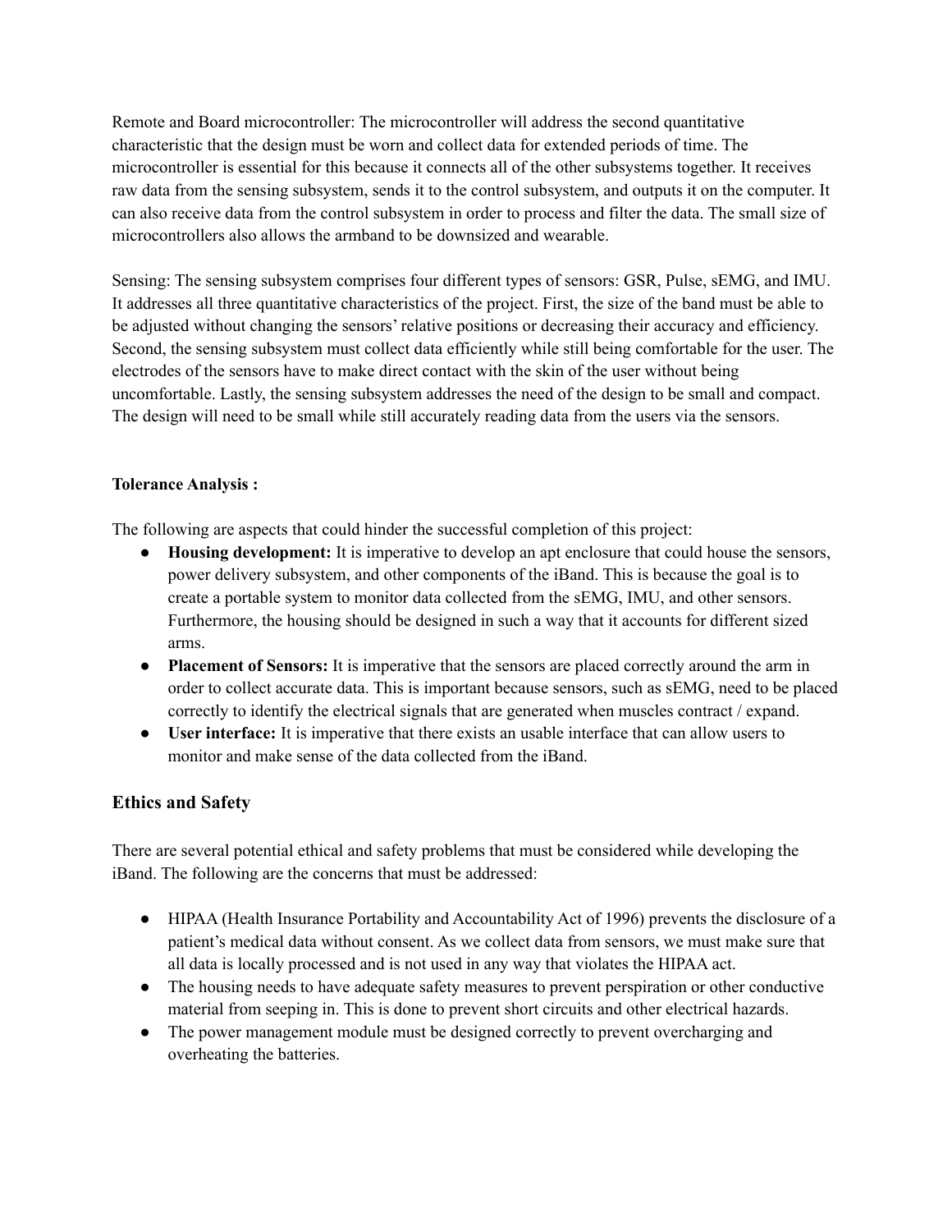Remote and Board microcontroller: The microcontroller will address the second quantitative characteristic that the design must be worn and collect data for extended periods of time. The microcontroller is essential for this because it connects all of the other subsystems together. It receives raw data from the sensing subsystem, sends it to the control subsystem, and outputs it on the computer. It can also receive data from the control subsystem in order to process and filter the data. The small size of microcontrollers also allows the armband to be downsized and wearable.

Sensing: The sensing subsystem comprises four different types of sensors: GSR, Pulse, sEMG, and IMU. It addresses all three quantitative characteristics of the project. First, the size of the band must be able to be adjusted without changing the sensors' relative positions or decreasing their accuracy and efficiency. Second, the sensing subsystem must collect data efficiently while still being comfortable for the user. The electrodes of the sensors have to make direct contact with the skin of the user without being uncomfortable. Lastly, the sensing subsystem addresses the need of the design to be small and compact. The design will need to be small while still accurately reading data from the users via the sensors.

**Tolerance Analysis :**

The following are aspects that could hinder the successful completion of this project:

- **Housing development:** It is imperative to develop an apt enclosure that could house the sensors, power delivery subsystem, and other components of the iBand. This is because the goal is to create a portable system to monitor data collected from the sEMG, IMU, and other sensors. Furthermore, the housing should be designed in such a way that it accounts for different sized arms.
- **Placement of Sensors:** It is imperative that the sensors are placed correctly around the arm in order to collect accurate data. This is important because sensors, such as sEMG, need to be placed correctly to identify the electrical signals that are generated when muscles contract / expand.
- **User interface:** It is imperative that there exists an usable interface that can allow users to monitor and make sense of the data collected from the iBand.

## Ethics and Safety

There are several potential ethical and safety problems that must be considered while developing the iBand. The following are the concerns that must be addressed:

- HIPAA (Health Insurance Portability and Accountability Act of 1996) prevents the disclosure of a patient's medical data without consent. As we collect data from sensors, we must make sure that all data is locally processed and is not used in any way that violates the HIPAA act.
- The housing needs to have adequate safety measures to prevent perspiration or other conductive material from seeping in. This is done to prevent short circuits and other electrical hazards.
- The power management module must be designed correctly to prevent overcharging and overheating the batteries.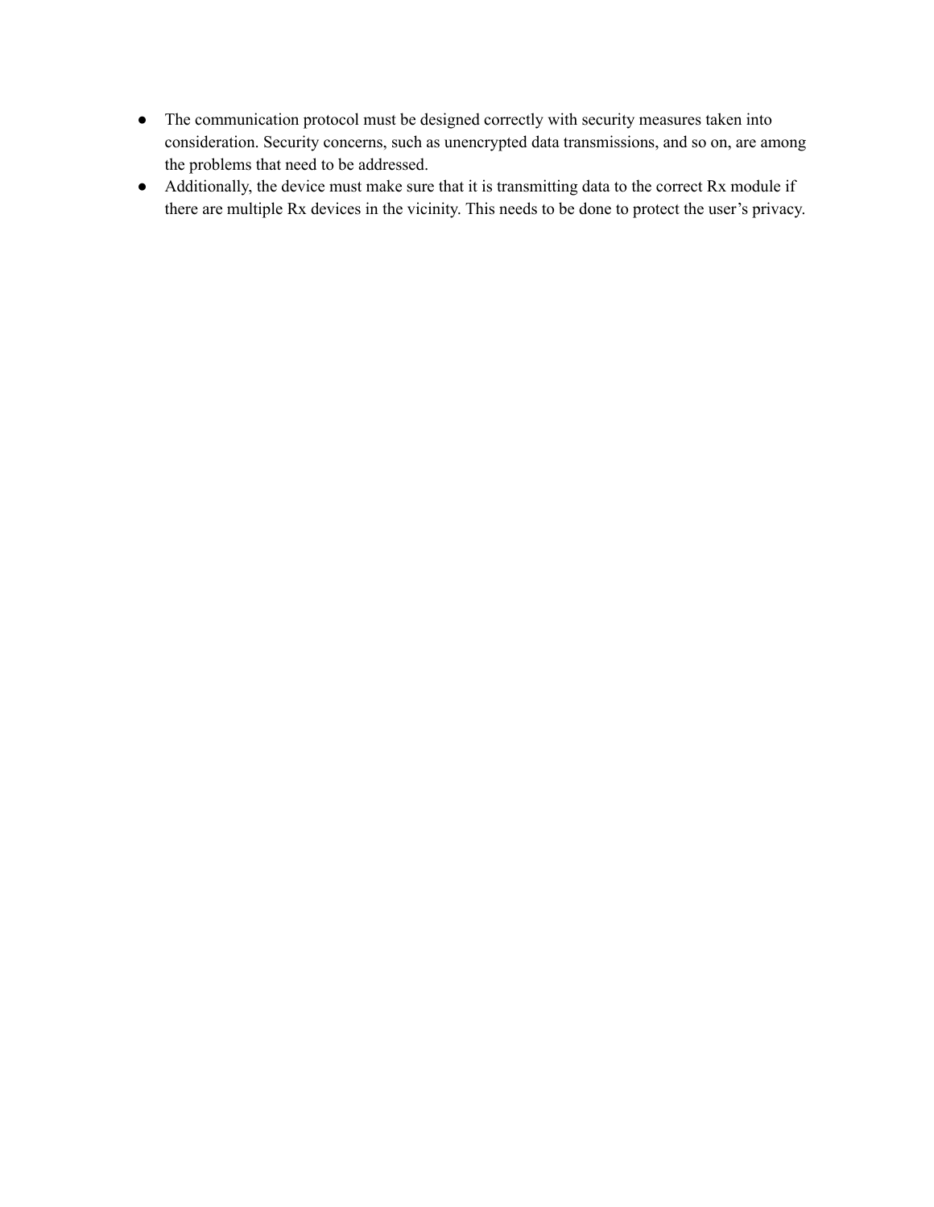- The communication protocol must be designed correctly with security measures taken into consideration. Security concerns, such as unencrypted data transmissions, and so on, are among the problems that need to be addressed.
- Additionally, the device must make sure that it is transmitting data to the correct Rx module if there are multiple Rx devices in the vicinity. This needs to be done to protect the user's privacy.